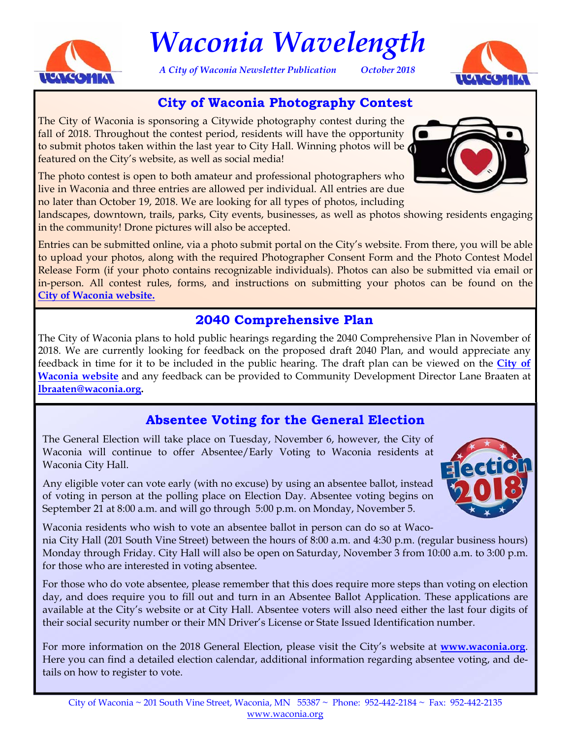# Waconia Wavelength

*A City of Waconia Newsletter Publication* *October 2018*

## City of Waconia Photography Contest

The City of Waconia is sponsoring a Citywide photography contest during the fall of 2018. Throughout the contest period, residents will have the opportunity to submit photos taken within the last year to City Hall. Winning photos will be featured on the City's website, as well as social media!

The photo contest is open to both amateur and professional photographers who live in Waconia and three entries are allowed per individual. All entries are due no later than October 19, 2018. We are looking for all types of photos, including landscapes, downtown, trails, parks, City events, businesses, as well as photos showing residents engaging in the community! Drone pictures will also be accepted.

Entries can be submitted online, via a photo submit portal on the City's website. From there, you will be able to upload your photos, along with the required Photographer Consent Form and the Photo Contest Model Release Form (if your photo contains recognizable individuals). Photos can also be submitted via email or in-person. All contest rules, forms, and instructions on submitting your photos can be found on the **City of Waconia website.**

## 2040 Comprehensive Plan

The City of Waconia plans to hold public hearings regarding the 2040 Comprehensive Plan in November of 2018. We are currently looking for feedback on the proposed draft 2040 Plan, and would appreciate any feedback in time for it to be included in the public hearing. The draft plan can be viewed on the **City of Waconia website** and any feedback can be provided to Community Development Director Lane Braaten at **lbraaten@waconia.org**.

## Absentee Voting for the General Election

The General Election will take place on Tuesday, November 6, however, the City of Waconia will continue to offer Absentee/Early Voting to Waconia residents at Waconia City Hall.

Any eligible voter can vote early (with no excuse) by using an absentee ballot, instead of voting in person at the polling place on Election Day. Absentee voting begins on September 21 at 8:00 a.m. and will go through 5:00 p.m. on Monday, November 5.

Waconia residents who wish to vote an absentee ballot in person can do so at Waconia City Hall (201 South Vine Street) between the hours of 8:00 a.m. and 4:30 p.m. (regular business hours) Monday through Friday. City Hall will also be open on Saturday, November 3 from 10:00 a.m. to 3:00 p.m. for those who are interested in voting absentee.

For those who do vote absentee, please remember that this does require more steps than voting on election day, and does require you to fill out and turn in an Absentee Ballot Application. These applications are available at the City's website or at City Hall. Absentee voters will also need either the last four digits of their social security number or their MN Driver's License or State Issued Identification number.

For more information on the 2018 General Election, please visit the City's website at **www.waconia.org**. Here you can find a detailed election calendar, additional information regarding absentee voting, and details on how to register to vote.

City of Waconia ~ 201 South Vine Street, Waconia, MN 55387 ~ Phone: 952-442-2184 ~ Fax: 952-442-2135
www.waconia.org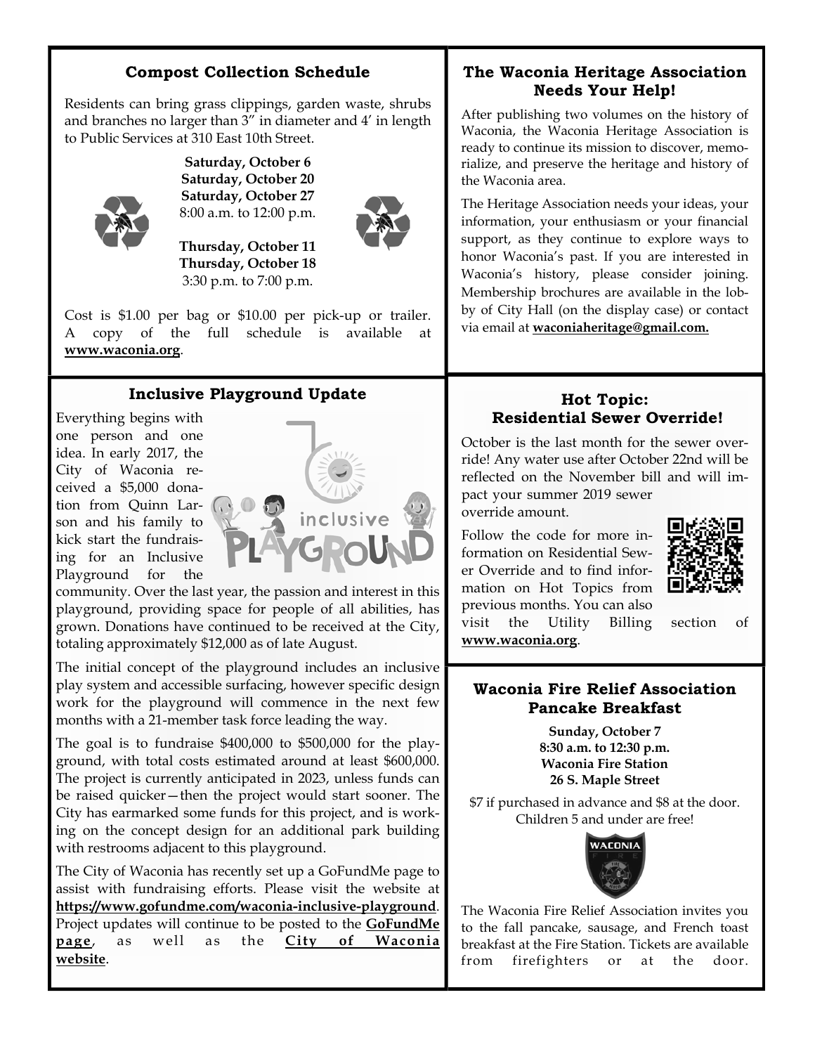## Compost Collection Schedule

Residents can bring grass clippings, garden waste, shrubs and branches no larger than 3" in diameter and 4' in length to Public Services at 310 East 10th Street.

**Saturday, October 6**
**Saturday, October 20**
**Saturday, October 27**
8:00 a.m. to 12:00 p.m.

**Thursday, October 11**
**Thursday, October 18**
3:30 p.m. to 7:00 p.m.

Cost is $1.00 per bag or $10.00 per pick-up or trailer. A copy of the full schedule is available at **www.waconia.org**.

## The Waconia Heritage Association Needs Your Help!

After publishing two volumes on the history of Waconia, the Waconia Heritage Association is ready to continue its mission to discover, memorialize, and preserve the heritage and history of the Waconia area.

The Heritage Association needs your ideas, your information, your enthusiasm or your financial support, as they continue to explore ways to honor Waconia's past. If you are interested in Waconia's history, please consider joining. Membership brochures are available in the lobby of City Hall (on the display case) or contact via email at **waconiaheritage@gmail.com.**

## Inclusive Playground Update

Everything begins with one person and one idea. In early 2017, the City of Waconia received a $5,000 donation from Quinn Larson and his family to kick start the fundraising for an Inclusive Playground for the community. Over the last year, the passion and interest in this playground, providing space for people of all abilities, has grown. Donations have continued to be received at the City, totaling approximately $12,000 as of late August.

The initial concept of the playground includes an inclusive play system and accessible surfacing, however specific design work for the playground will commence in the next few months with a 21-member task force leading the way.

The goal is to fundraise $400,000 to $500,000 for the playground, with total costs estimated around at least $600,000. The project is currently anticipated in 2023, unless funds can be raised quicker—then the project would start sooner. The City has earmarked some funds for this project, and is working on the concept design for an additional park building with restrooms adjacent to this playground.

The City of Waconia has recently set up a GoFundMe page to assist with fundraising efforts. Please visit the website at **https://www.gofundme.com/waconia-inclusive-playground**. Project updates will continue to be posted to the **GoFundMe page**, as well as the **City of Waconia website**.

## Hot Topic: Residential Sewer Override!

October is the last month for the sewer override! Any water use after October 22nd will be reflected on the November bill and will impact your summer 2019 sewer override amount.

Follow the code for more information on Residential Sewer Override and to find information on Hot Topics from previous months. You can also visit the Utility Billing section of **www.waconia.org**.

## Waconia Fire Relief Association Pancake Breakfast

**Sunday, October 7**
**8:30 a.m. to 12:30 p.m.**
**Waconia Fire Station**
**26 S. Maple Street**

$7 if purchased in advance and $8 at the door. Children 5 and under are free!

The Waconia Fire Relief Association invites you to the fall pancake, sausage, and French toast breakfast at the Fire Station. Tickets are available from firefighters or at the door.